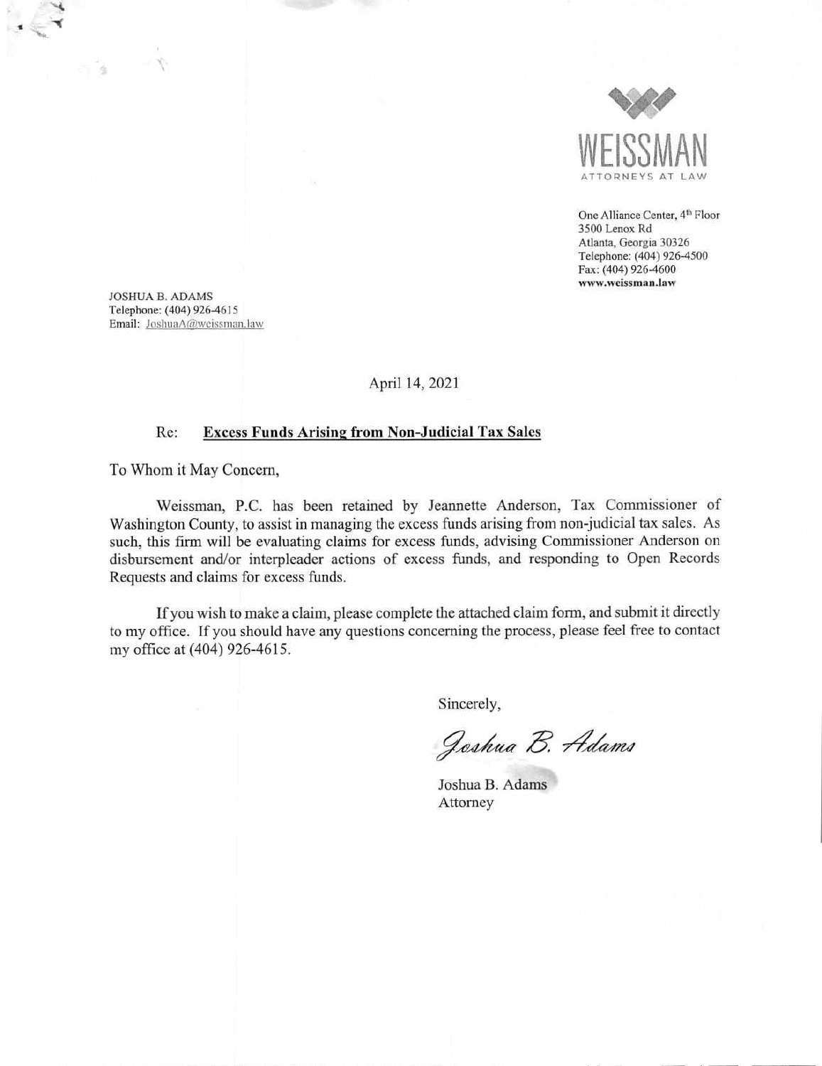WEISSMAN

ATTORNEYS AT LAW

One Alliance Center, 4th Floor
3500 Lenox Rd
Atlanta, Georgia 30326
Telephone: (404) 926-4500
Fax: (404) 926-4600
www.weissman.law

JOSHUA B. ADAMS
Telephone: (404) 926-4615
Email: JoshuaA@weissman.law

April 14, 2021

Re: **Excess Funds Arising from Non-Judicial Tax Sales**

To Whom it May Concern,

Weissman, P.C. has been retained by Jeannette Anderson, Tax Commissioner of Washington County, to assist in managing the excess funds arising from non-judicial tax sales. As such, this firm will be evaluating claims for excess funds, advising Commissioner Anderson on disbursement and/or interpleader actions of excess funds, and responding to Open Records Requests and claims for excess funds.

If you wish to make a claim, please complete the attached claim form, and submit it directly to my office. If you should have any questions concerning the process, please feel free to contact my office at (404) 926-4615.

Sincerely,

*Joshua B. Adams*

Joshua B. Adams
Attorney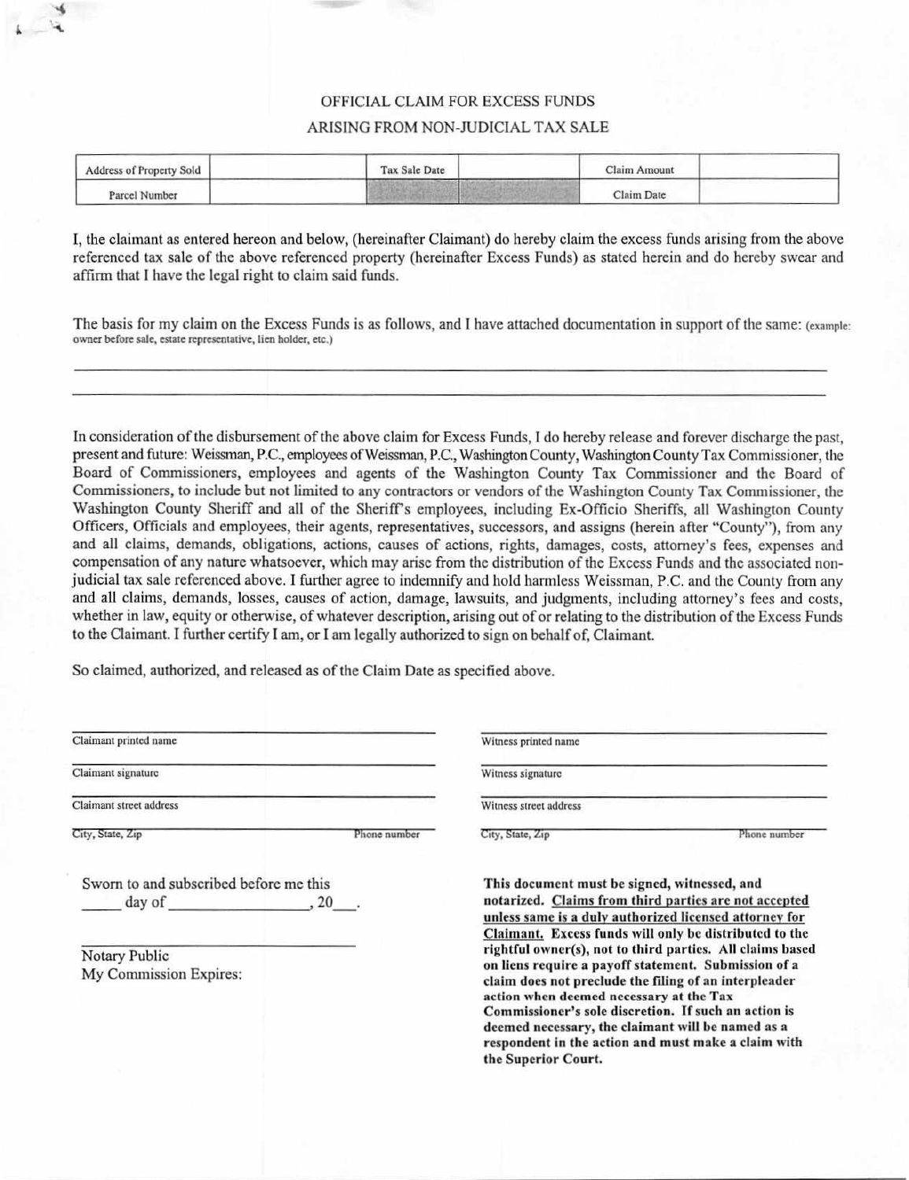# OFFICIAL CLAIM FOR EXCESS FUNDS
## ARISING FROM NON-JUDICIAL TAX SALE

| | | | | | |
|---|---|---|---|---|---|
| Address of Property Sold | | Tax Sale Date | | Claim Amount | |
| Parcel Number | | | | Claim Date | |

I, the claimant as entered hereon and below, (hereinafter Claimant) do hereby claim the excess funds arising from the above referenced tax sale of the above referenced property (hereinafter Excess Funds) as stated herein and do hereby swear and affirm that I have the legal right to claim said funds.

The basis for my claim on the Excess Funds is as follows, and I have attached documentation in support of the same: (example: owner before sale, estate representative, lien holder, etc.)

\_\_\_\_\_\_\_\_\_\_\_\_\_\_\_\_\_\_\_\_\_\_\_\_\_\_\_\_\_\_\_\_\_\_\_\_\_\_\_\_\_\_\_\_\_\_\_\_\_\_\_\_\_\_\_\_\_\_\_\_\_\_\_\_\_\_\_\_\_\_\_\_

\_\_\_\_\_\_\_\_\_\_\_\_\_\_\_\_\_\_\_\_\_\_\_\_\_\_\_\_\_\_\_\_\_\_\_\_\_\_\_\_\_\_\_\_\_\_\_\_\_\_\_\_\_\_\_\_\_\_\_\_\_\_\_\_\_\_\_\_\_\_\_\_

In consideration of the disbursement of the above claim for Excess Funds, I do hereby release and forever discharge the past, present and future: Weissman, P.C., employees of Weissman, P.C., Washington County, Washington County Tax Commissioner, the Board of Commissioners, employees and agents of the Washington County Tax Commissioner and the Board of Commissioners, to include but not limited to any contractors or vendors of the Washington County Tax Commissioner, the Washington County Sheriff and all of the Sheriff's employees, including Ex-Officio Sheriffs, all Washington County Officers, Officials and employees, their agents, representatives, successors, and assigns (herein after "County"), from any and all claims, demands, obligations, actions, causes of actions, rights, damages, costs, attorney's fees, expenses and compensation of any nature whatsoever, which may arise from the distribution of the Excess Funds and the associated non-judicial tax sale referenced above. I further agree to indemnify and hold harmless Weissman, P.C. and the County from any and all claims, demands, losses, causes of action, damage, lawsuits, and judgments, including attorney's fees and costs, whether in law, equity or otherwise, of whatever description, arising out of or relating to the distribution of the Excess Funds to the Claimant. I further certify I am, or I am legally authorized to sign on behalf of, Claimant.

So claimed, authorized, and released as of the Claim Date as specified above.

\_\_\_\_\_\_\_\_\_\_\_\_\_\_\_\_\_\_\_\_\_\_\_\_\_\_\_\_\_\_\_\_
Claimant printed name

\_\_\_\_\_\_\_\_\_\_\_\_\_\_\_\_\_\_\_\_\_\_\_\_\_\_\_\_\_\_\_\_
Claimant signature

\_\_\_\_\_\_\_\_\_\_\_\_\_\_\_\_\_\_\_\_\_\_\_\_\_\_\_\_\_\_\_\_
Claimant street address

\_\_\_\_\_\_\_\_\_\_\_\_\_\_\_\_\_\_\_\_\_\_\_\_\_\_\_\_\_\_\_\_
City, State, Zip Phone number

\_\_\_\_\_\_\_\_\_\_\_\_\_\_\_\_\_\_\_\_\_\_\_\_\_\_\_\_\_\_\_\_
Witness printed name

\_\_\_\_\_\_\_\_\_\_\_\_\_\_\_\_\_\_\_\_\_\_\_\_\_\_\_\_\_\_\_\_
Witness signature

\_\_\_\_\_\_\_\_\_\_\_\_\_\_\_\_\_\_\_\_\_\_\_\_\_\_\_\_\_\_\_\_
Witness street address

\_\_\_\_\_\_\_\_\_\_\_\_\_\_\_\_\_\_\_\_\_\_\_\_\_\_\_\_\_\_\_\_
City, State, Zip Phone number

Sworn to and subscribed before me this \_\_\_\_\_ day of \_\_\_\_\_\_\_\_\_\_\_\_\_\_\_\_, 20\_\_\_.

\_\_\_\_\_\_\_\_\_\_\_\_\_\_\_\_\_\_\_\_\_\_\_\_\_\_\_\_\_\_\_\_
Notary Public
My Commission Expires:

**This document must be signed, witnessed, and notarized. Claims from third parties are not accepted unless same is a duly authorized licensed attorney for Claimant. Excess funds will only be distributed to the rightful owner(s), not to third parties. All claims based on liens require a payoff statement. Submission of a claim does not preclude the filing of an interpleader action when deemed necessary at the Tax Commissioner's sole discretion. If such an action is deemed necessary, the claimant will be named as a respondent in the action and must make a claim with the Superior Court.**